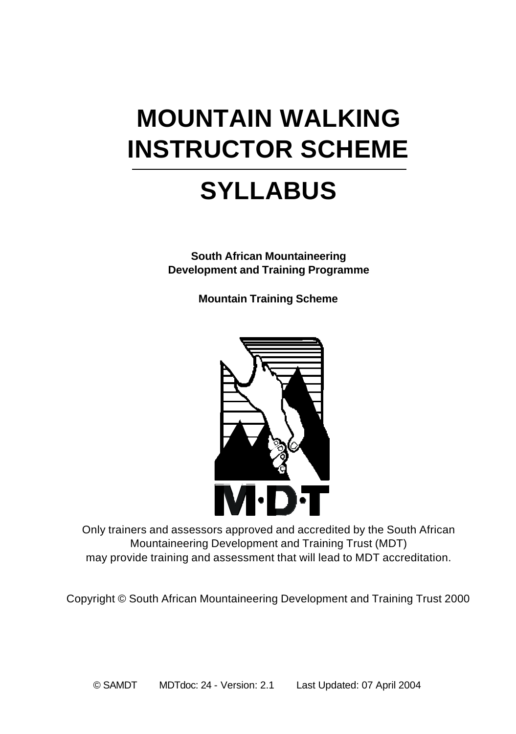# MOUNTAIN WALKING INSTRUCTOR SCHEME

# SYLLABUS

**South African Mountaineering Development and Training Programme**

**Mountain Training Scheme**

M·D·T

Only trainers and assessors approved and accredited by the South African Mountaineering Development and Training Trust (MDT) may provide training and assessment that will lead to MDT accreditation.

Copyright © South African Mountaineering Development and Training Trust 2000

© SAMDT MDTdoc: 24 - Version: 2.1 Last Updated: 07 April 2004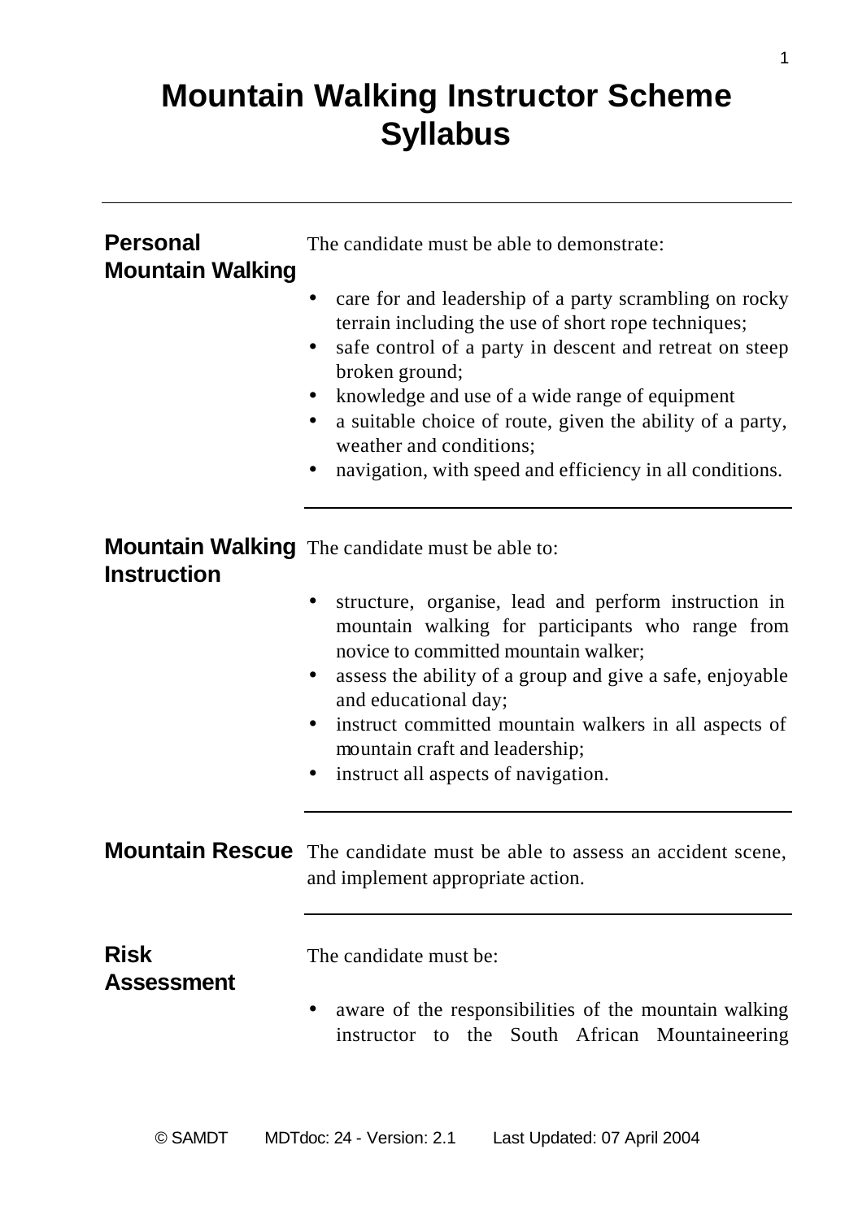# Mountain Walking Instructor Scheme Syllabus

## Personal Mountain Walking

The candidate must be able to demonstrate:

- care for and leadership of a party scrambling on rocky terrain including the use of short rope techniques;
- safe control of a party in descent and retreat on steep broken ground;
- knowledge and use of a wide range of equipment
- a suitable choice of route, given the ability of a party, weather and conditions;
- navigation, with speed and efficiency in all conditions.

## Mountain Walking Instruction

The candidate must be able to:

- structure, organise, lead and perform instruction in mountain walking for participants who range from novice to committed mountain walker;
- assess the ability of a group and give a safe, enjoyable and educational day;
- instruct committed mountain walkers in all aspects of mountain craft and leadership;
- instruct all aspects of navigation.

## Mountain Rescue

The candidate must be able to assess an accident scene, and implement appropriate action.

## Risk Assessment

The candidate must be:

- aware of the responsibilities of the mountain walking instructor to the South African Mountaineering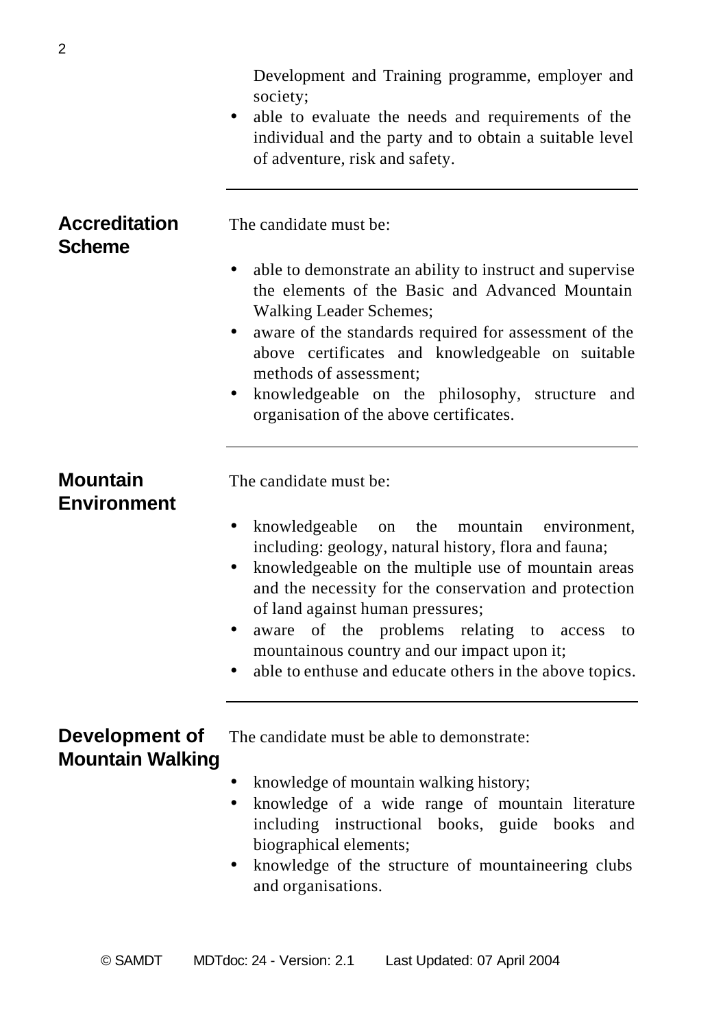Development and Training programme, employer and society;
- able to evaluate the needs and requirements of the individual and the party and to obtain a suitable level of adventure, risk and safety.

---

## Accreditation Scheme

The candidate must be:

- able to demonstrate an ability to instruct and supervise the elements of the Basic and Advanced Mountain Walking Leader Schemes;
- aware of the standards required for assessment of the above certificates and knowledgeable on suitable methods of assessment;
- knowledgeable on the philosophy, structure and organisation of the above certificates.

---

## Mountain Environment

The candidate must be:

- knowledgeable on the mountain environment, including: geology, natural history, flora and fauna;
- knowledgeable on the multiple use of mountain areas and the necessity for the conservation and protection of land against human pressures;
- aware of the problems relating to access to mountainous country and our impact upon it;
- able to enthuse and educate others in the above topics.

---

## Development of Mountain Walking

The candidate must be able to demonstrate:

- knowledge of mountain walking history;
- knowledge of a wide range of mountain literature including instructional books, guide books and biographical elements;
- knowledge of the structure of mountaineering clubs and organisations.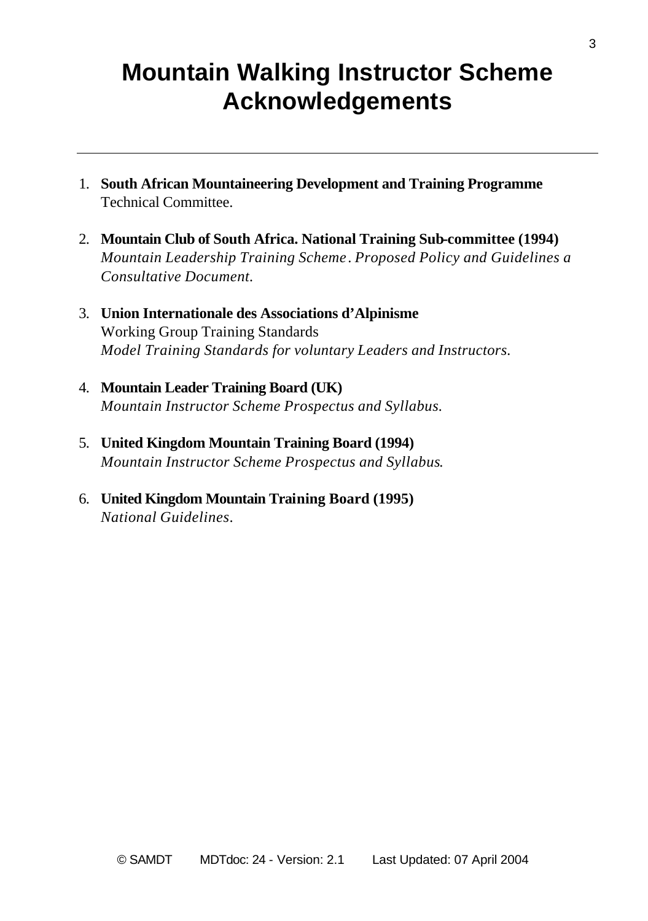# Mountain Walking Instructor Scheme Acknowledgements

---

1. **South African Mountaineering Development and Training Programme**
   Technical Committee.

2. **Mountain Club of South Africa. National Training Sub-committee (1994)**
   *Mountain Leadership Training Scheme. Proposed Policy and Guidelines a Consultative Document.*

3. **Union Internationale des Associations d'Alpinisme**
   Working Group Training Standards
   *Model Training Standards for voluntary Leaders and Instructors.*

4. **Mountain Leader Training Board (UK)**
   *Mountain Instructor Scheme Prospectus and Syllabus.*

5. **United Kingdom Mountain Training Board (1994)**
   *Mountain Instructor Scheme Prospectus and Syllabus.*

6. **United Kingdom Mountain Training Board (1995)**
   *National Guidelines.*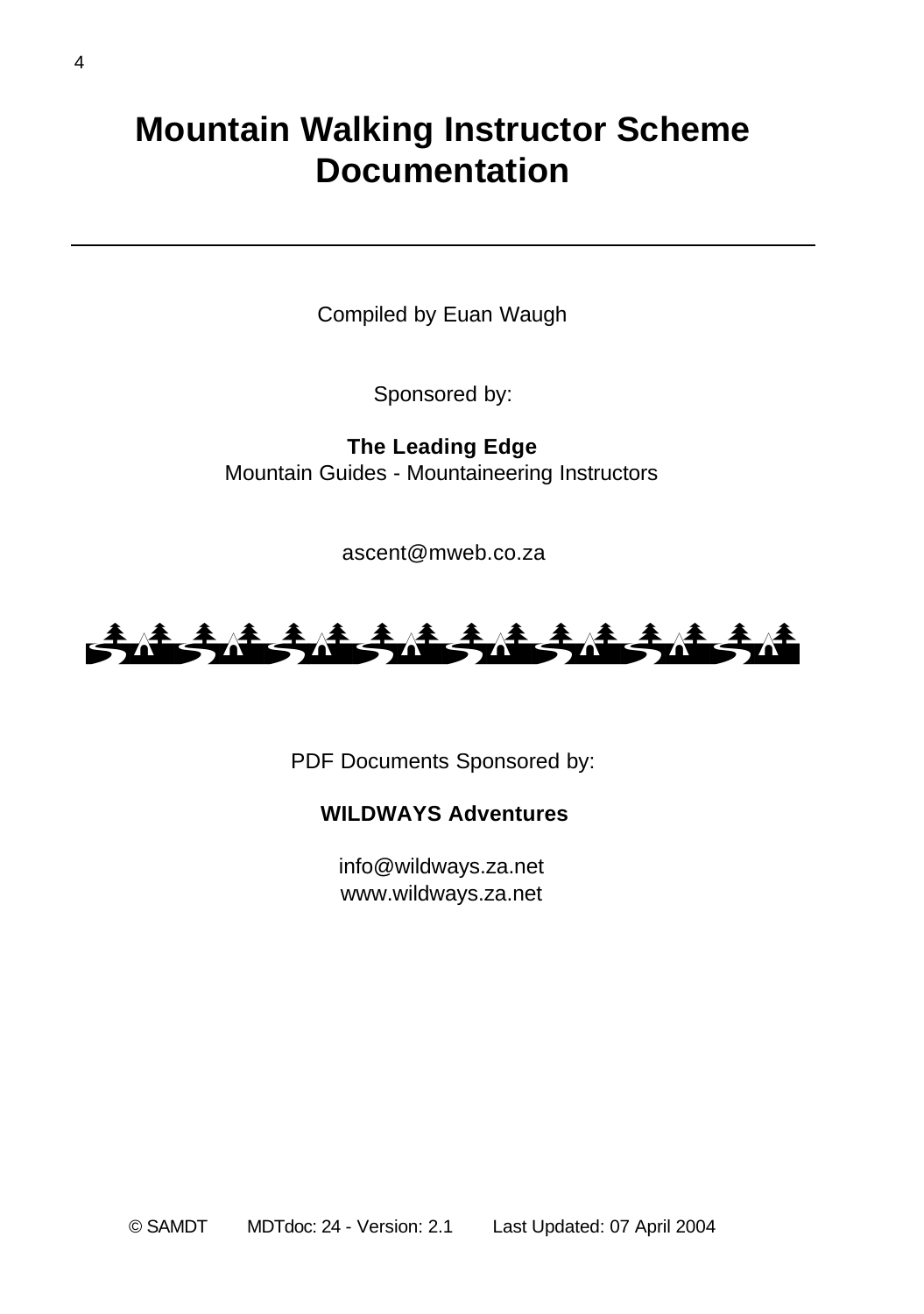# Mountain Walking Instructor Scheme Documentation

---

Compiled by Euan Waugh

Sponsored by:

**The Leading Edge**
Mountain Guides - Mountaineering Instructors

ascent@mweb.co.za

PDF Documents Sponsored by:

**WILDWAYS Adventures**

info@wildways.za.net
www.wildways.za.net

© SAMDT MDTdoc: 24 - Version: 2.1 Last Updated: 07 April 2004